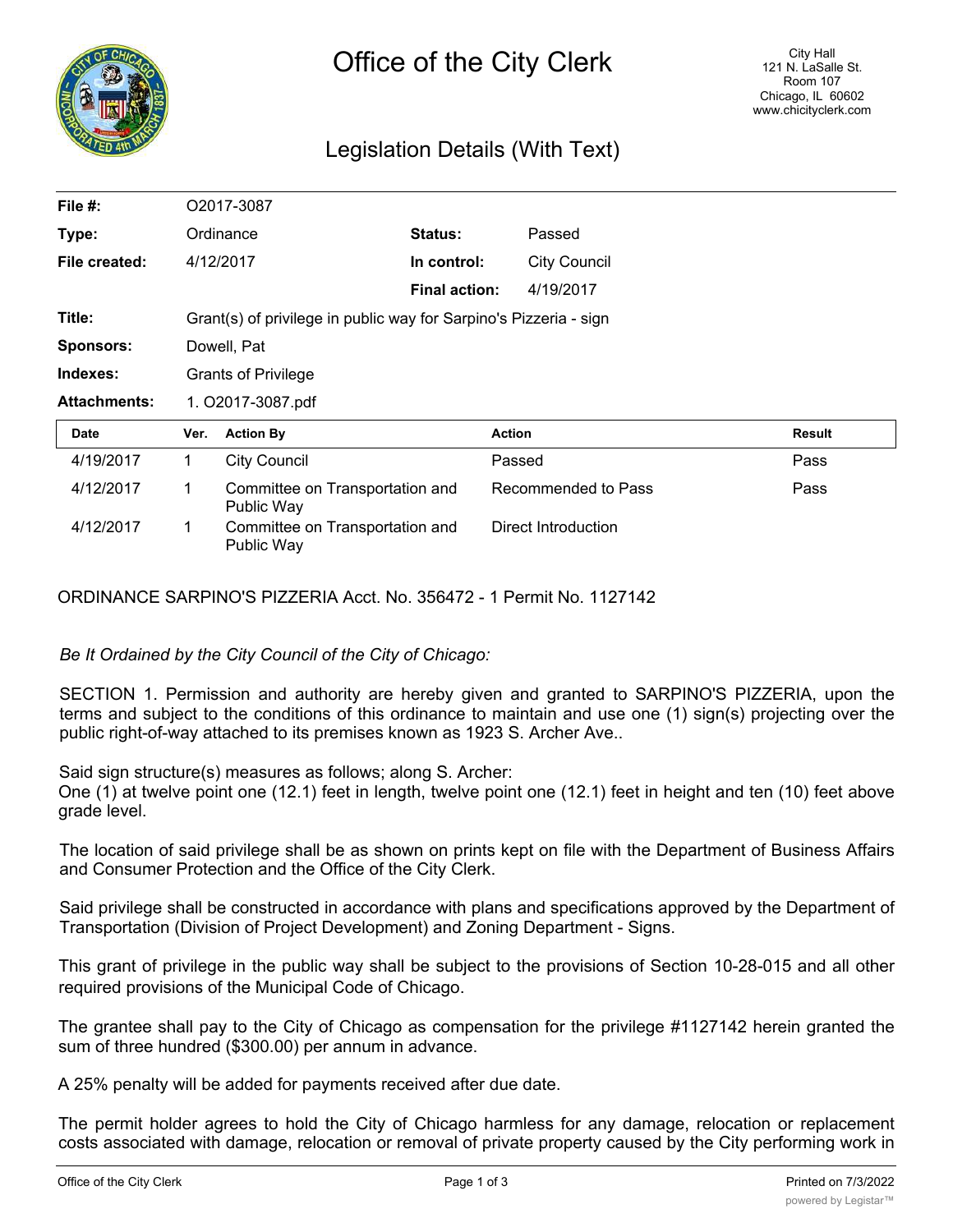# Office of the City Clerk

City Hall
121 N. LaSalle St.
Room 107
Chicago, IL 60602
www.chicityclerk.com

## Legislation Details (With Text)

| | | | |
|---|---|---|---|
| **File #:** | O2017-3087 | | |
| **Type:** | Ordinance | **Status:** | Passed |
| **File created:** | 4/12/2017 | **In control:** | City Council |
| | | **Final action:** | 4/19/2017 |
| **Title:** | Grant(s) of privilege in public way for Sarpino's Pizzeria - sign | | |
| **Sponsors:** | Dowell, Pat | | |
| **Indexes:** | Grants of Privilege | | |
| **Attachments:** | 1. O2017-3087.pdf | | |

| Date | Ver. | Action By | Action | Result |
|---|---|---|---|---|
| 4/19/2017 | 1 | City Council | Passed | Pass |
| 4/12/2017 | 1 | Committee on Transportation and Public Way | Recommended to Pass | Pass |
| 4/12/2017 | 1 | Committee on Transportation and Public Way | Direct Introduction | |

ORDINANCE SARPINO'S PIZZERIA Acct. No. 356472 - 1 Permit No. 1127142

*Be It Ordained by the City Council of the City of Chicago:*

SECTION 1. Permission and authority are hereby given and granted to SARPINO'S PIZZERIA, upon the terms and subject to the conditions of this ordinance to maintain and use one (1) sign(s) projecting over the public right-of-way attached to its premises known as 1923 S. Archer Ave..

Said sign structure(s) measures as follows; along S. Archer:
One (1) at twelve point one (12.1) feet in length, twelve point one (12.1) feet in height and ten (10) feet above grade level.

The location of said privilege shall be as shown on prints kept on file with the Department of Business Affairs and Consumer Protection and the Office of the City Clerk.

Said privilege shall be constructed in accordance with plans and specifications approved by the Department of Transportation (Division of Project Development) and Zoning Department - Signs.

This grant of privilege in the public way shall be subject to the provisions of Section 10-28-015 and all other required provisions of the Municipal Code of Chicago.

The grantee shall pay to the City of Chicago as compensation for the privilege #1127142 herein granted the sum of three hundred ($300.00) per annum in advance.

A 25% penalty will be added for payments received after due date.

The permit holder agrees to hold the City of Chicago harmless for any damage, relocation or replacement costs associated with damage, relocation or removal of private property caused by the City performing work in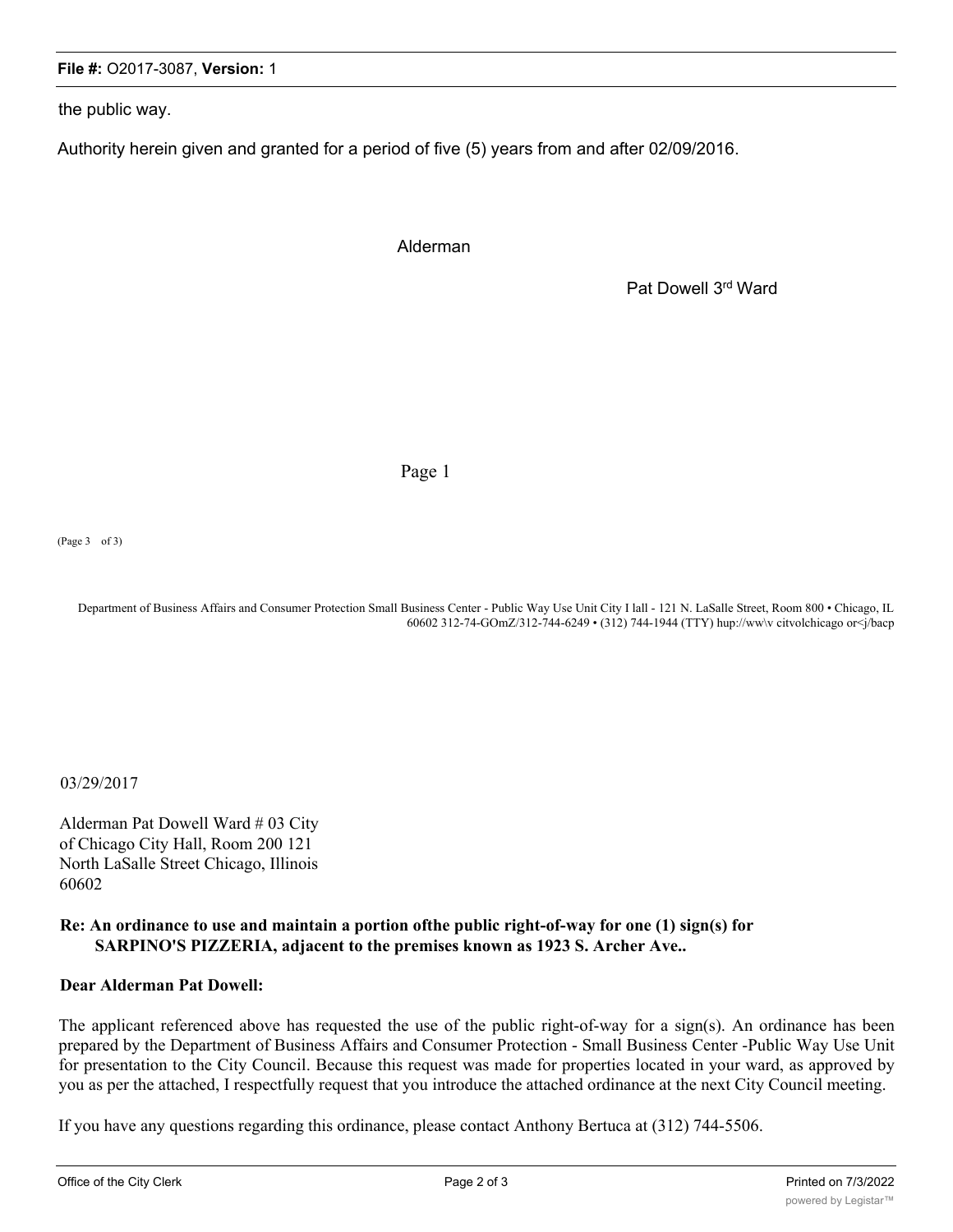the public way.

Authority herein given and granted for a period of five (5) years from and after 02/09/2016.

Alderman

Pat Dowell 3rd Ward

Page 1

(Page 3 of 3)

Department of Business Affairs and Consumer Protection Small Business Center - Public Way Use Unit City I lall - 121 N. LaSalle Street, Room 800 • Chicago, IL 60602 312-74-GOmZ/312-744-6249 • (312) 744-1944 (TTY) hup://ww\v citvolchicago or<j/bacp

03/29/2017

Alderman Pat Dowell Ward # 03 City of Chicago City Hall, Room 200 121 North LaSalle Street Chicago, Illinois 60602

**Re: An ordinance to use and maintain a portion ofthe public right-of-way for one (1) sign(s) for SARPINO'S PIZZERIA, adjacent to the premises known as 1923 S. Archer Ave..**

**Dear Alderman Pat Dowell:**

The applicant referenced above has requested the use of the public right-of-way for a sign(s). An ordinance has been prepared by the Department of Business Affairs and Consumer Protection - Small Business Center -Public Way Use Unit for presentation to the City Council. Because this request was made for properties located in your ward, as approved by you as per the attached, I respectfully request that you introduce the attached ordinance at the next City Council meeting.

If you have any questions regarding this ordinance, please contact Anthony Bertuca at (312) 744-5506.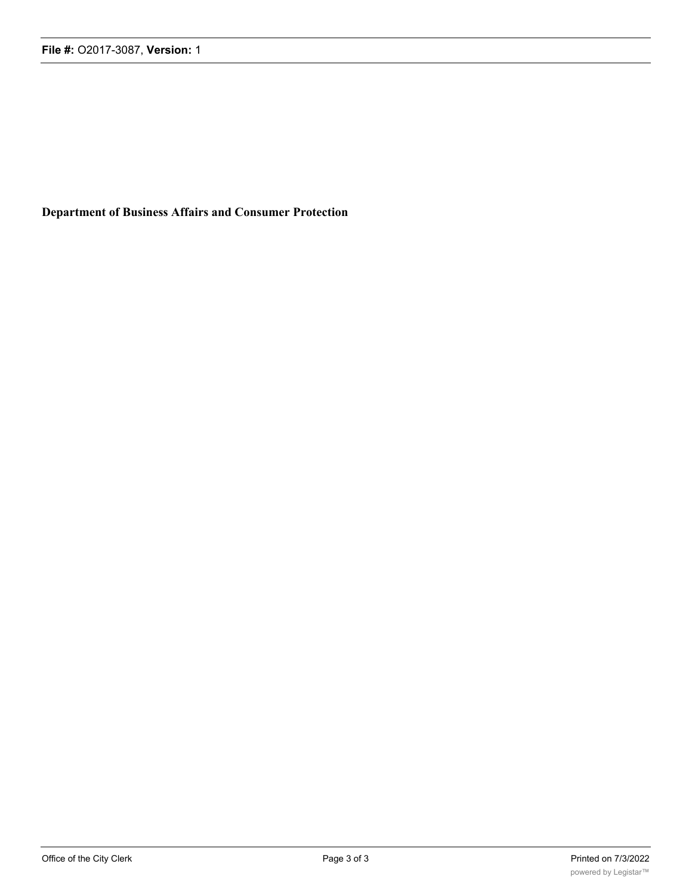**Department of Business Affairs and Consumer Protection**